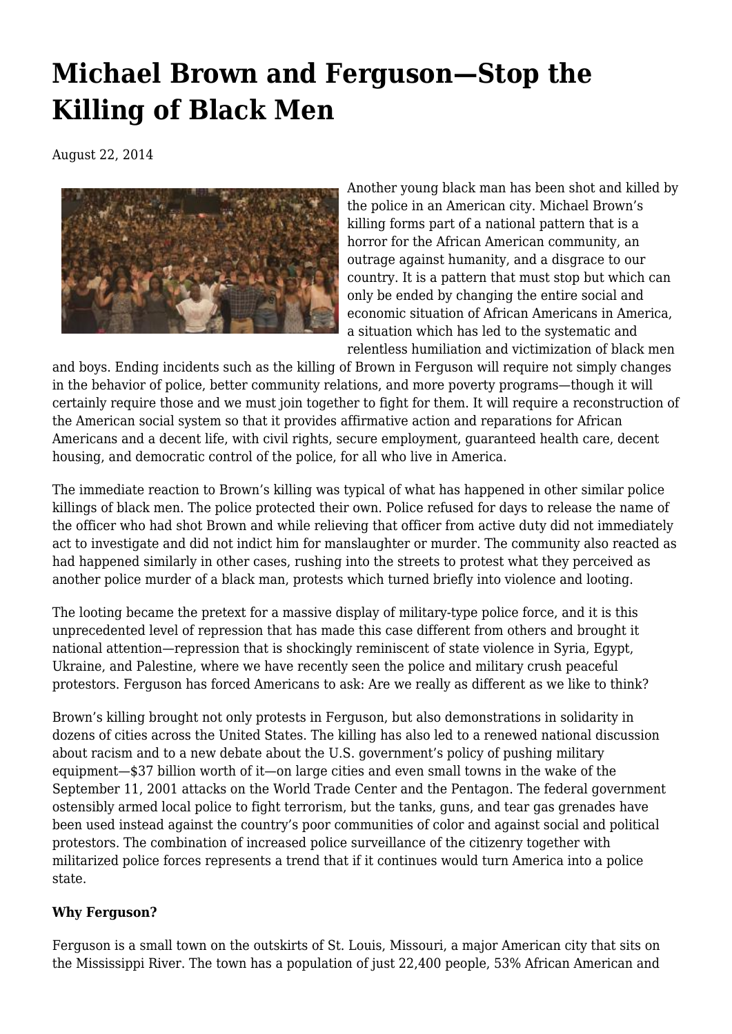# Michael Brown and Ferguson—Stop the Killing of Black Men

August 22, 2014

Another young black man has been shot and killed by the police in an American city. Michael Brown's killing forms part of a national pattern that is a horror for the African American community, an outrage against humanity, and a disgrace to our country. It is a pattern that must stop but which can only be ended by changing the entire social and economic situation of African Americans in America, a situation which has led to the systematic and relentless humiliation and victimization of black men and boys. Ending incidents such as the killing of Brown in Ferguson will require not simply changes in the behavior of police, better community relations, and more poverty programs—though it will certainly require those and we must join together to fight for them. It will require a reconstruction of the American social system so that it provides affirmative action and reparations for African Americans and a decent life, with civil rights, secure employment, guaranteed health care, decent housing, and democratic control of the police, for all who live in America.

The immediate reaction to Brown's killing was typical of what has happened in other similar police killings of black men. The police protected their own. Police refused for days to release the name of the officer who had shot Brown and while relieving that officer from active duty did not immediately act to investigate and did not indict him for manslaughter or murder. The community also reacted as had happened similarly in other cases, rushing into the streets to protest what they perceived as another police murder of a black man, protests which turned briefly into violence and looting.

The looting became the pretext for a massive display of military-type police force, and it is this unprecedented level of repression that has made this case different from others and brought it national attention—repression that is shockingly reminiscent of state violence in Syria, Egypt, Ukraine, and Palestine, where we have recently seen the police and military crush peaceful protestors. Ferguson has forced Americans to ask: Are we really as different as we like to think?

Brown's killing brought not only protests in Ferguson, but also demonstrations in solidarity in dozens of cities across the United States. The killing has also led to a renewed national discussion about racism and to a new debate about the U.S. government's policy of pushing military equipment—$37 billion worth of it—on large cities and even small towns in the wake of the September 11, 2001 attacks on the World Trade Center and the Pentagon. The federal government ostensibly armed local police to fight terrorism, but the tanks, guns, and tear gas grenades have been used instead against the country's poor communities of color and against social and political protestors. The combination of increased police surveillance of the citizenry together with militarized police forces represents a trend that if it continues would turn America into a police state.

**Why Ferguson?**

Ferguson is a small town on the outskirts of St. Louis, Missouri, a major American city that sits on the Mississippi River. The town has a population of just 22,400 people, 53% African American and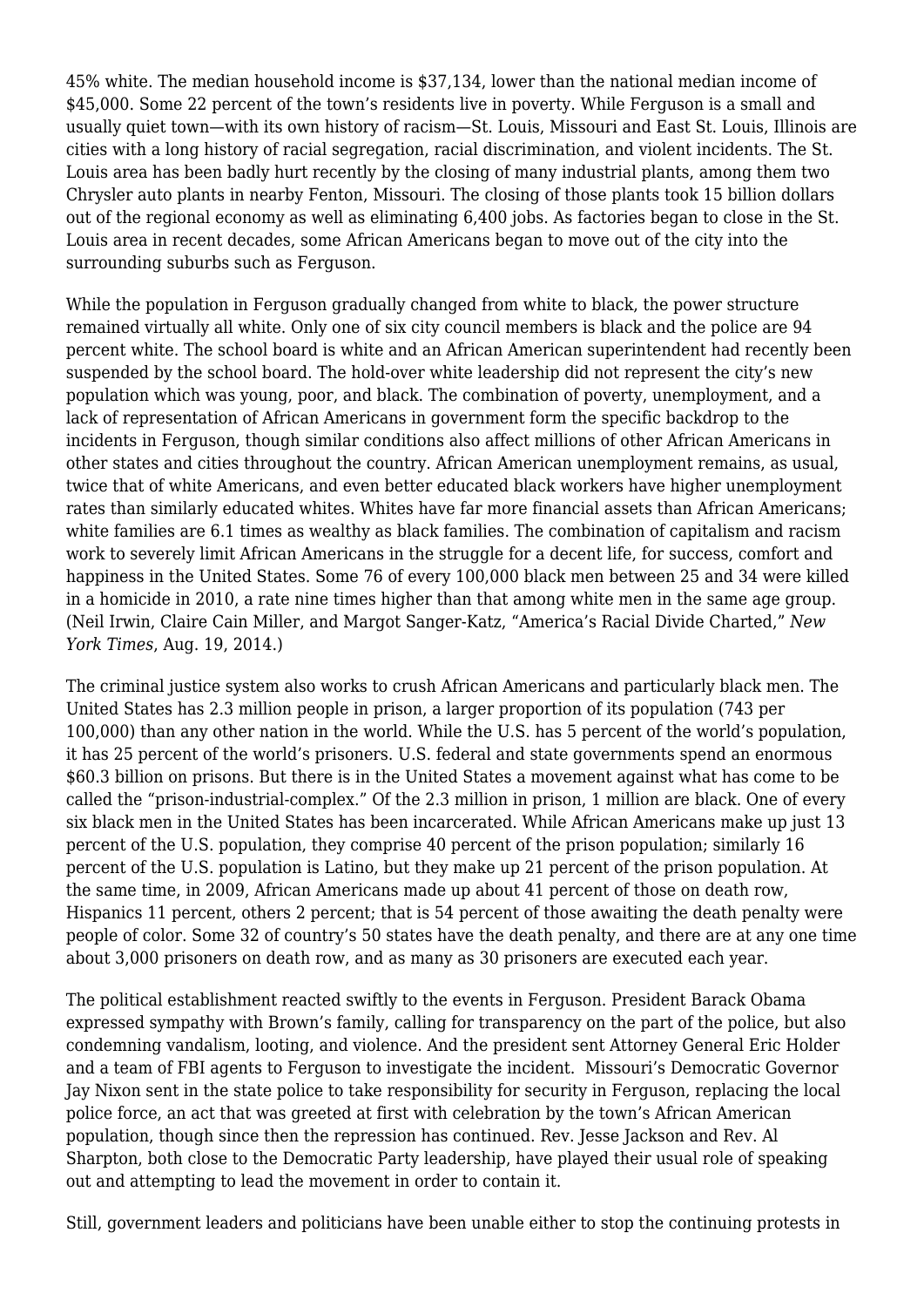45% white. The median household income is $37,134, lower than the national median income of $45,000. Some 22 percent of the town's residents live in poverty. While Ferguson is a small and usually quiet town—with its own history of racism—St. Louis, Missouri and East St. Louis, Illinois are cities with a long history of racial segregation, racial discrimination, and violent incidents. The St. Louis area has been badly hurt recently by the closing of many industrial plants, among them two Chrysler auto plants in nearby Fenton, Missouri. The closing of those plants took 15 billion dollars out of the regional economy as well as eliminating 6,400 jobs. As factories began to close in the St. Louis area in recent decades, some African Americans began to move out of the city into the surrounding suburbs such as Ferguson.

While the population in Ferguson gradually changed from white to black, the power structure remained virtually all white. Only one of six city council members is black and the police are 94 percent white. The school board is white and an African American superintendent had recently been suspended by the school board. The hold-over white leadership did not represent the city's new population which was young, poor, and black. The combination of poverty, unemployment, and a lack of representation of African Americans in government form the specific backdrop to the incidents in Ferguson, though similar conditions also affect millions of other African Americans in other states and cities throughout the country. African American unemployment remains, as usual, twice that of white Americans, and even better educated black workers have higher unemployment rates than similarly educated whites. Whites have far more financial assets than African Americans; white families are 6.1 times as wealthy as black families. The combination of capitalism and racism work to severely limit African Americans in the struggle for a decent life, for success, comfort and happiness in the United States. Some 76 of every 100,000 black men between 25 and 34 were killed in a homicide in 2010, a rate nine times higher than that among white men in the same age group. (Neil Irwin, Claire Cain Miller, and Margot Sanger-Katz, "America's Racial Divide Charted," *New York Times*, Aug. 19, 2014.)

The criminal justice system also works to crush African Americans and particularly black men. The United States has 2.3 million people in prison, a larger proportion of its population (743 per 100,000) than any other nation in the world. While the U.S. has 5 percent of the world's population, it has 25 percent of the world's prisoners. U.S. federal and state governments spend an enormous $60.3 billion on prisons. But there is in the United States a movement against what has come to be called the "prison-industrial-complex." Of the 2.3 million in prison, 1 million are black. One of every six black men in the United States has been incarcerated. While African Americans make up just 13 percent of the U.S. population, they comprise 40 percent of the prison population; similarly 16 percent of the U.S. population is Latino, but they make up 21 percent of the prison population. At the same time, in 2009, African Americans made up about 41 percent of those on death row, Hispanics 11 percent, others 2 percent; that is 54 percent of those awaiting the death penalty were people of color. Some 32 of country's 50 states have the death penalty, and there are at any one time about 3,000 prisoners on death row, and as many as 30 prisoners are executed each year.

The political establishment reacted swiftly to the events in Ferguson. President Barack Obama expressed sympathy with Brown's family, calling for transparency on the part of the police, but also condemning vandalism, looting, and violence. And the president sent Attorney General Eric Holder and a team of FBI agents to Ferguson to investigate the incident. Missouri's Democratic Governor Jay Nixon sent in the state police to take responsibility for security in Ferguson, replacing the local police force, an act that was greeted at first with celebration by the town's African American population, though since then the repression has continued. Rev. Jesse Jackson and Rev. Al Sharpton, both close to the Democratic Party leadership, have played their usual role of speaking out and attempting to lead the movement in order to contain it.

Still, government leaders and politicians have been unable either to stop the continuing protests in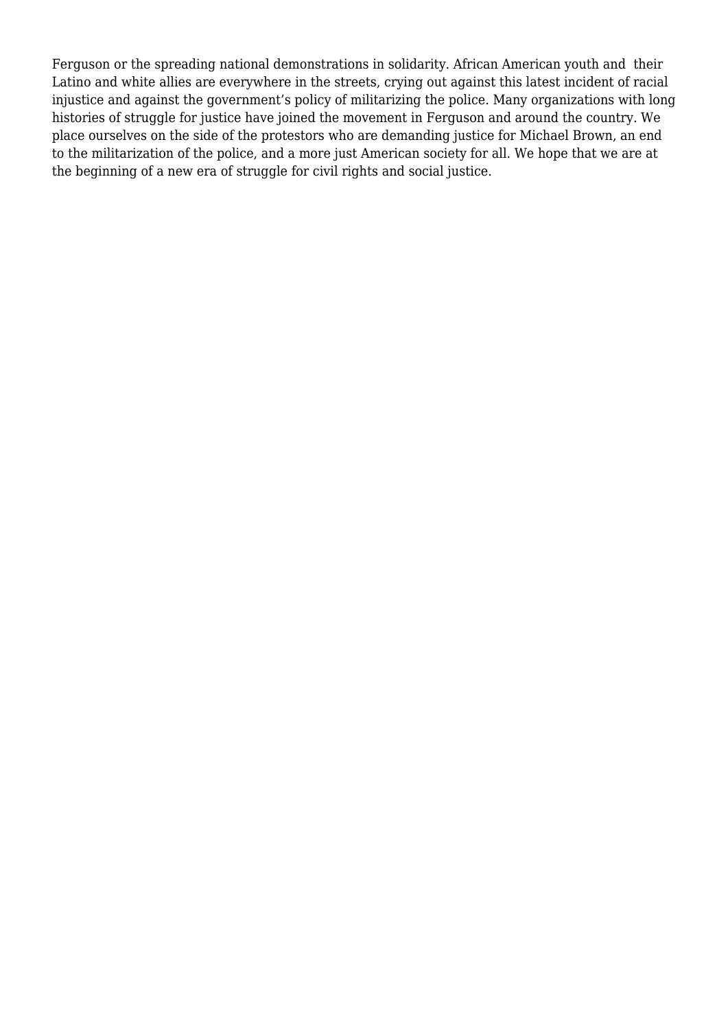Ferguson or the spreading national demonstrations in solidarity. African American youth and their Latino and white allies are everywhere in the streets, crying out against this latest incident of racial injustice and against the government's policy of militarizing the police. Many organizations with long histories of struggle for justice have joined the movement in Ferguson and around the country. We place ourselves on the side of the protestors who are demanding justice for Michael Brown, an end to the militarization of the police, and a more just American society for all. We hope that we are at the beginning of a new era of struggle for civil rights and social justice.